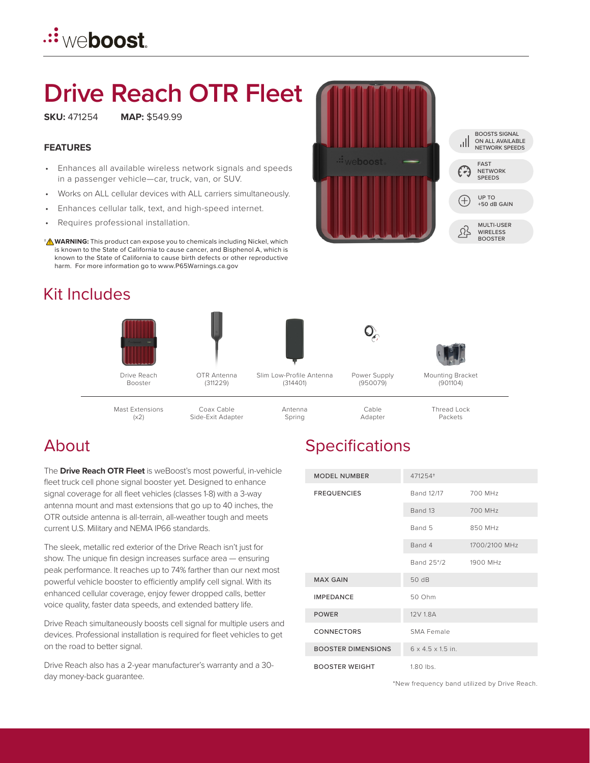# Drive Reach OTR Fleet

**SKU:** 471254 **MAP:** $549.99

### FEATURES

- Enhances all available wireless network signals and speeds in a passenger vehicle—car, truck, van, or SUV.
- Works on ALL cellular devices with ALL carriers simultaneously.
- Enhances cellular talk, text, and high-speed internet.
- Requires professional installation.

†⚠ **WARNING:** This product can expose you to chemicals including Nickel, which is known to the State of California to cause cancer, and Bisphenol A, which is known to the State of California to cause birth defects or other reproductive harm. For more information go to www.P65Warnings.ca.gov

- BOOSTS SIGNAL ON ALL AVAILABLE NETWORK SPEEDS
- FAST NETWORK SPEEDS
- UP TO +50 dB GAIN
- MULTI-USER WIRELESS BOOSTER

## Kit Includes

- Drive Reach Booster
- OTR Antenna (311229)
- Slim Low-Profile Antenna (314401)
- Power Supply (950079)
- Mounting Bracket (901104)
- Mast Extensions (x2)
- Coax Cable Side-Exit Adapter
- Antenna Spring
- Cable Adapter
- Thread Lock Packets

## About

The **Drive Reach OTR Fleet** is weBoost's most powerful, in-vehicle fleet truck cell phone signal booster yet. Designed to enhance signal coverage for all fleet vehicles (classes 1-8) with a 3-way antenna mount and mast extensions that go up to 40 inches, the OTR outside antenna is all-terrain, all-weather tough and meets current U.S. Military and NEMA IP66 standards.

The sleek, metallic red exterior of the Drive Reach isn't just for show. The unique fin design increases surface area — ensuring peak performance. It reaches up to 74% farther than our next most powerful vehicle booster to efficiently amplify cell signal. With its enhanced cellular coverage, enjoy fewer dropped calls, better voice quality, faster data speeds, and extended battery life.

Drive Reach simultaneously boosts cell signal for multiple users and devices. Professional installation is required for fleet vehicles to get on the road to better signal.

Drive Reach also has a 2-year manufacturer's warranty and a 30-day money-back guarantee.

## Specifications

| | | |
|---|---|---|
| MODEL NUMBER | 471254† | |
| FREQUENCIES | Band 12/17 | 700 MHz |
| | Band 13 | 700 MHz |
| | Band 5 | 850 MHz |
| | Band 4 | 1700/2100 MHz |
| | Band 25*/2 | 1900 MHz |
| MAX GAIN | 50 dB | |
| IMPEDANCE | 50 Ohm | |
| POWER | 12V 1.8A | |
| CONNECTORS | SMA Female | |
| BOOSTER DIMENSIONS | 6 x 4.5 x 1.5 in. | |
| BOOSTER WEIGHT | 1.80 lbs. | |

*New frequency band utilized by Drive Reach.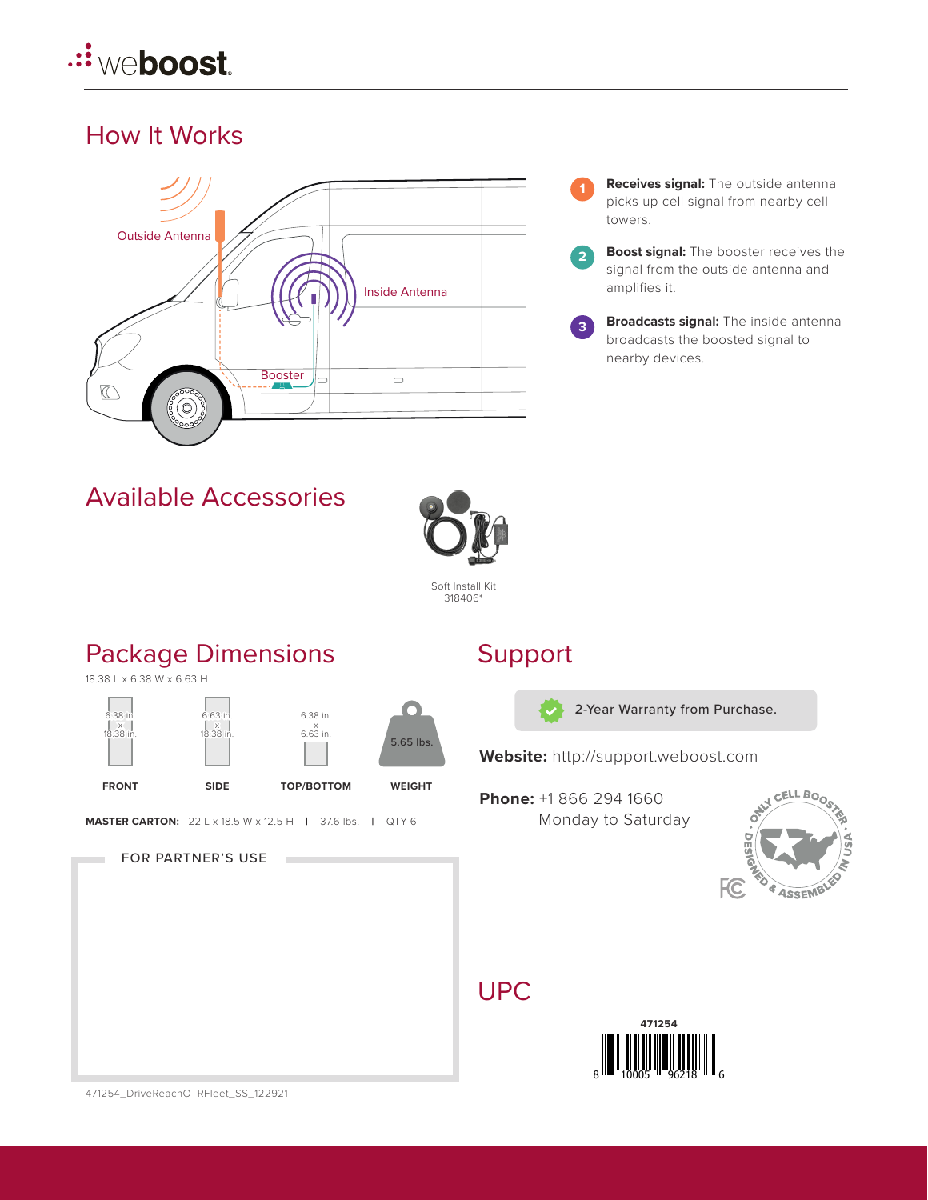## How It Works

Outside Antenna

Inside Antenna

Booster

1. **Receives signal:** The outside antenna picks up cell signal from nearby cell towers.
2. **Boost signal:** The booster receives the signal from the outside antenna and amplifies it.
3. **Broadcasts signal:** The inside antenna broadcasts the boosted signal to nearby devices.

## Available Accessories

Soft Install Kit
318406*

## Package Dimensions

18.38 L x 6.38 W x 6.63 H

| FRONT | SIDE | TOP/BOTTOM | WEIGHT |
|---|---|---|---|
| 6.38 in. x 18.38 in. | 6.63 in. x 18.38 in. | 6.38 in. x 6.63 in. | 5.65 lbs. |

**MASTER CARTON:** 22 L x 18.5 W x 12.5 H | 37.6 lbs. | QTY 6

FOR PARTNER'S USE

## Support

2-Year Warranty from Purchase.

**Website:** http://support.weboost.com

**Phone:** +1 866 294 1660
Monday to Saturday

ONLY CELL BOOSTER · DESIGNED & ASSEMBLED IN USA ·

## UPC

471254

8 10005 96218 6

471254_DriveReachOTRFleet_SS_122921